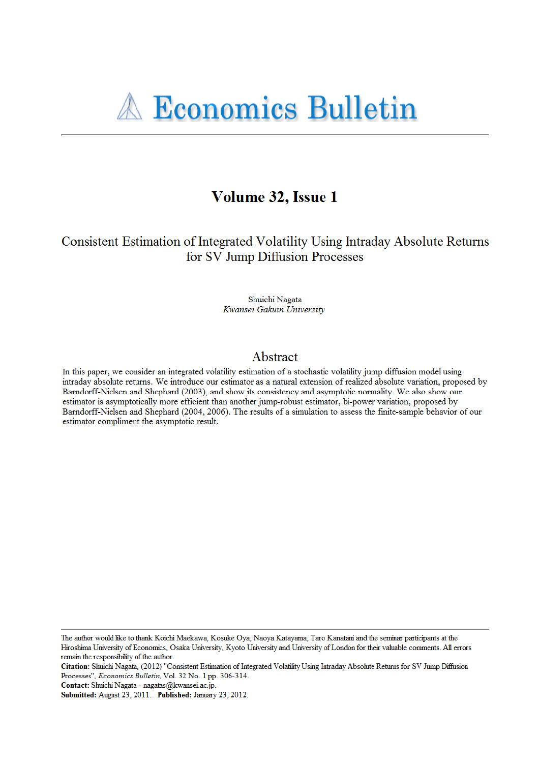# Economics Bulletin

## Volume 32, Issue 1

## Consistent Estimation of Integrated Volatility Using Intraday Absolute Returns for SV Jump Diffusion Processes

Shuichi Nagata
*Kwansei Gakuin University*

## Abstract

In this paper, we consider an integrated volatility estimation of a stochastic volatility jump diffusion model using intraday absolute returns. We introduce our estimator as a natural extension of realized absolute variation, proposed by Barndorff-Nielsen and Shephard (2003), and show its consistency and asymptotic normality. We also show our estimator is asymptotically more efficient than another jump-robust estimator, bi-power variation, proposed by Barndorff-Nielsen and Shephard (2004, 2006). The results of a simulation to assess the finite-sample behavior of our estimator compliment the asymptotic result.

---

The author would like to thank Koichi Maekawa, Kosuke Oya, Naoya Katayama, Taro Kanatani and the seminar participants at the Hiroshima University of Economics, Osaka University, Kyoto University and University of London for their valuable comments. All errors remain the responsibility of the author.

**Citation:** Shuichi Nagata, (2012) "Consistent Estimation of Integrated Volatility Using Intraday Absolute Returns for SV Jump Diffusion Processes", *Economics Bulletin*, Vol. 32 No. 1 pp. 306-314.

**Contact:** Shuichi Nagata - nagatas@kwansei.ac.jp.

**Submitted:** August 23, 2011. **Published:** January 23, 2012.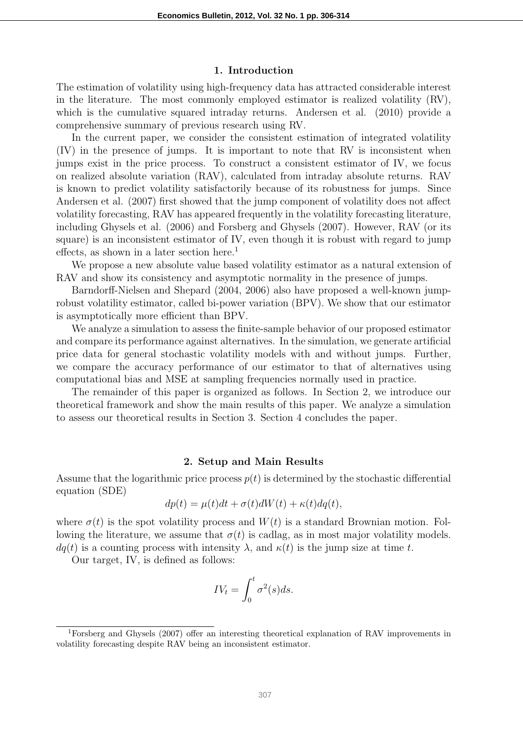## 1. Introduction

The estimation of volatility using high-frequency data has attracted considerable interest in the literature. The most commonly employed estimator is realized volatility (RV), which is the cumulative squared intraday returns. Andersen et al. (2010) provide a comprehensive summary of previous research using RV.

In the current paper, we consider the consistent estimation of integrated volatility (IV) in the presence of jumps. It is important to note that RV is inconsistent when jumps exist in the price process. To construct a consistent estimator of IV, we focus on realized absolute variation (RAV), calculated from intraday absolute returns. RAV is known to predict volatility satisfactorily because of its robustness for jumps. Since Andersen et al. (2007) first showed that the jump component of volatility does not affect volatility forecasting, RAV has appeared frequently in the volatility forecasting literature, including Ghysels et al. (2006) and Forsberg and Ghysels (2007). However, RAV (or its square) is an inconsistent estimator of IV, even though it is robust with regard to jump effects, as shown in a later section here.[1]

We propose a new absolute value based volatility estimator as a natural extension of RAV and show its consistency and asymptotic normality in the presence of jumps.

Barndorff-Nielsen and Shepard (2004, 2006) also have proposed a well-known jump-robust volatility estimator, called bi-power variation (BPV). We show that our estimator is asymptotically more efficient than BPV.

We analyze a simulation to assess the finite-sample behavior of our proposed estimator and compare its performance against alternatives. In the simulation, we generate artificial price data for general stochastic volatility models with and without jumps. Further, we compare the accuracy performance of our estimator to that of alternatives using computational bias and MSE at sampling frequencies normally used in practice.

The remainder of this paper is organized as follows. In Section 2, we introduce our theoretical framework and show the main results of this paper. We analyze a simulation to assess our theoretical results in Section 3. Section 4 concludes the paper.

## 2. Setup and Main Results

Assume that the logarithmic price process $p(t)$ is determined by the stochastic differential equation (SDE)

$$dp(t) = \mu(t)dt + \sigma(t)dW(t) + \kappa(t)dq(t),$$

where $\sigma(t)$ is the spot volatility process and $W(t)$ is a standard Brownian motion. Following the literature, we assume that $\sigma(t)$ is cadlag, as in most major volatility models. $dq(t)$ is a counting process with intensity $\lambda$, and $\kappa(t)$ is the jump size at time $t$.

Our target, IV, is defined as follows:

$$IV_t = \int_0^t \sigma^2(s)ds.$$

[1] Forsberg and Ghysels (2007) offer an interesting theoretical explanation of RAV improvements in volatility forecasting despite RAV being an inconsistent estimator.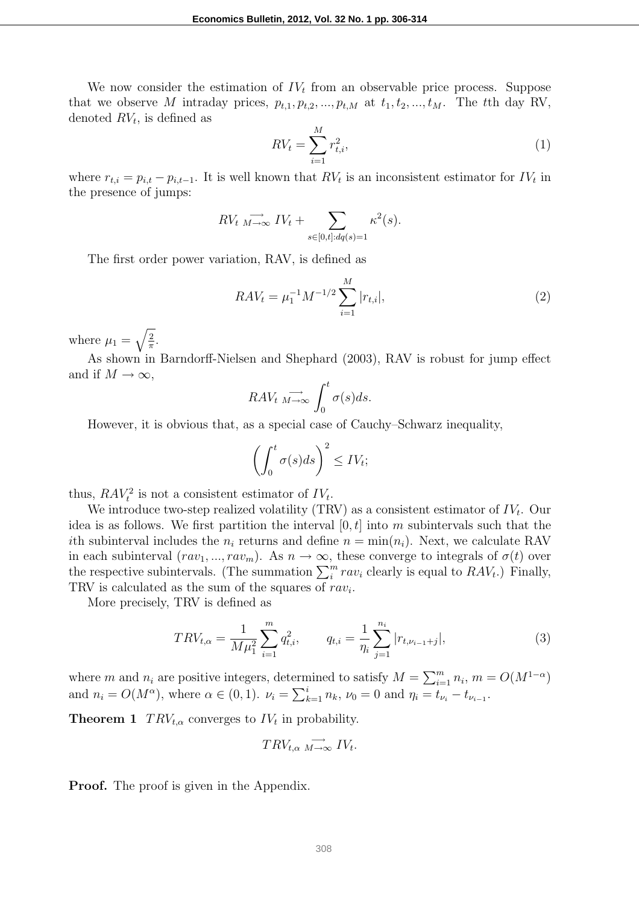We now consider the estimation of $IV_t$ from an observable price process. Suppose that we observe $M$ intraday prices, $p_{t,1}, p_{t,2}, ..., p_{t,M}$ at $t_1, t_2, ..., t_M$. The $t$th day RV, denoted $RV_t$, is defined as

$$RV_t = \sum_{i=1}^{M} r_{t,i}^2, \tag{1}$$

where $r_{t,i} = p_{i,t} - p_{i,t-1}$. It is well known that $RV_t$ is an inconsistent estimator for $IV_t$ in the presence of jumps:

$$RV_t \underset{M \to \infty}{\longrightarrow} IV_t + \sum_{s \in [0,t]: dq(s)=1} \kappa^2(s).$$

The first order power variation, RAV, is defined as

$$RAV_t = \mu_1^{-1} M^{-1/2} \sum_{i=1}^{M} |r_{t,i}|, \tag{2}$$

where $\mu_1 = \sqrt{\frac{2}{\pi}}$.

As shown in Barndorff-Nielsen and Shephard (2003), RAV is robust for jump effect and if $M \to \infty$,

$$RAV_t \underset{M \to \infty}{\longrightarrow} \int_0^t \sigma(s) ds.$$

However, it is obvious that, as a special case of Cauchy–Schwarz inequality,

$$\left( \int_0^t \sigma(s) ds \right)^2 \leq IV_t;$$

thus, $RAV_t^2$ is not a consistent estimator of $IV_t$.

We introduce two-step realized volatility (TRV) as a consistent estimator of $IV_t$. Our idea is as follows. We first partition the interval $[0, t]$ into $m$ subintervals such that the $i$th subinterval includes the $n_i$ returns and define $n = \min(n_i)$. Next, we calculate RAV in each subinterval $(rav_1, ..., rav_m)$. As $n \to \infty$, these converge to integrals of $\sigma(t)$ over the respective subintervals. (The summation $\sum_i^m rav_i$ clearly is equal to $RAV_t$.) Finally, TRV is calculated as the sum of the squares of $rav_i$.

More precisely, TRV is defined as

$$TRV_{t,\alpha} = \frac{1}{M\mu_1^2} \sum_{i=1}^{m} q_{t,i}^2, \qquad q_{t,i} = \frac{1}{\eta_i} \sum_{j=1}^{n_i} |r_{t,\nu_{i-1}+j}|, \tag{3}$$

where $m$ and $n_i$ are positive integers, determined to satisfy $M = \sum_{i=1}^{m} n_i$, $m = O(M^{1-\alpha})$ and $n_i = O(M^{\alpha})$, where $\alpha \in (0, 1)$. $\nu_i = \sum_{k=1}^{i} n_k$, $\nu_0 = 0$ and $\eta_i = t_{\nu_i} - t_{\nu_{i-1}}$.

**Theorem 1** $TRV_{t,\alpha}$ converges to $IV_t$ in probability.

$$TRV_{t,\alpha} \underset{M \to \infty}{\longrightarrow} IV_t.$$

**Proof.** The proof is given in the Appendix.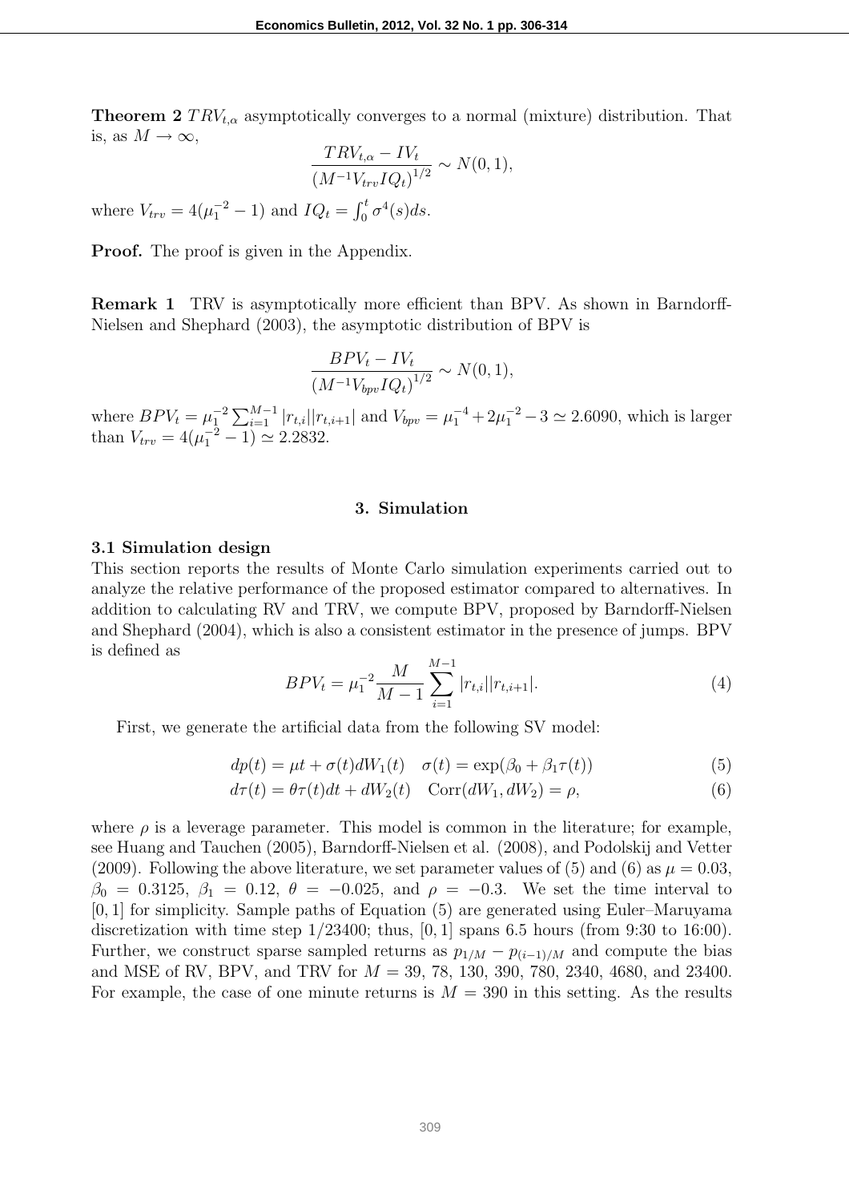**Theorem 2** $TRV_{t,\alpha}$ asymptotically converges to a normal (mixture) distribution. That is, as $M \to \infty$,

$$\frac{TRV_{t,\alpha} - IV_t}{(M^{-1}V_{trv}IQ_t)^{1/2}} \sim N(0,1),$$

where $V_{trv} = 4(\mu_1^{-2} - 1)$ and $IQ_t = \int_0^t \sigma^4(s)ds$.

**Proof.** The proof is given in the Appendix.

**Remark 1** TRV is asymptotically more efficient than BPV. As shown in Barndorff-Nielsen and Shephard (2003), the asymptotic distribution of BPV is

$$\frac{BPV_t - IV_t}{(M^{-1}V_{bpv}IQ_t)^{1/2}} \sim N(0,1),$$

where $BPV_t = \mu_1^{-2}\sum_{i=1}^{M-1}|r_{t,i}||r_{t,i+1}|$ and $V_{bpv} = \mu_1^{-4} + 2\mu_1^{-2} - 3 \simeq 2.6090$, which is larger than $V_{trv} = 4(\mu_1^{-2} - 1) \simeq 2.2832$.

## 3. Simulation

### 3.1 Simulation design

This section reports the results of Monte Carlo simulation experiments carried out to analyze the relative performance of the proposed estimator compared to alternatives. In addition to calculating RV and TRV, we compute BPV, proposed by Barndorff-Nielsen and Shephard (2004), which is also a consistent estimator in the presence of jumps. BPV is defined as

$$BPV_t = \mu_1^{-2}\frac{M}{M-1}\sum_{i=1}^{M-1}|r_{t,i}||r_{t,i+1}|. \tag{4}$$

First, we generate the artificial data from the following SV model:

$$dp(t) = \mu t + \sigma(t)dW_1(t) \quad \sigma(t) = \exp(\beta_0 + \beta_1\tau(t)) \tag{5}$$

$$d\tau(t) = \theta\tau(t)dt + dW_2(t) \quad \mathrm{Corr}(dW_1, dW_2) = \rho, \tag{6}$$

where $\rho$ is a leverage parameter. This model is common in the literature; for example, see Huang and Tauchen (2005), Barndorff-Nielsen et al. (2008), and Podolskij and Vetter (2009). Following the above literature, we set parameter values of (5) and (6) as $\mu = 0.03$, $\beta_0 = 0.3125$, $\beta_1 = 0.12$, $\theta = -0.025$, and $\rho = -0.3$. We set the time interval to $[0,1]$ for simplicity. Sample paths of Equation (5) are generated using Euler–Maruyama discretization with time step $1/23400$; thus, $[0,1]$ spans 6.5 hours (from 9:30 to 16:00). Further, we construct sparse sampled returns as $p_{1/M} - p_{(i-1)/M}$ and compute the bias and MSE of RV, BPV, and TRV for $M$ = 39, 78, 130, 390, 780, 2340, 4680, and 23400. For example, the case of one minute returns is $M = 390$ in this setting. As the results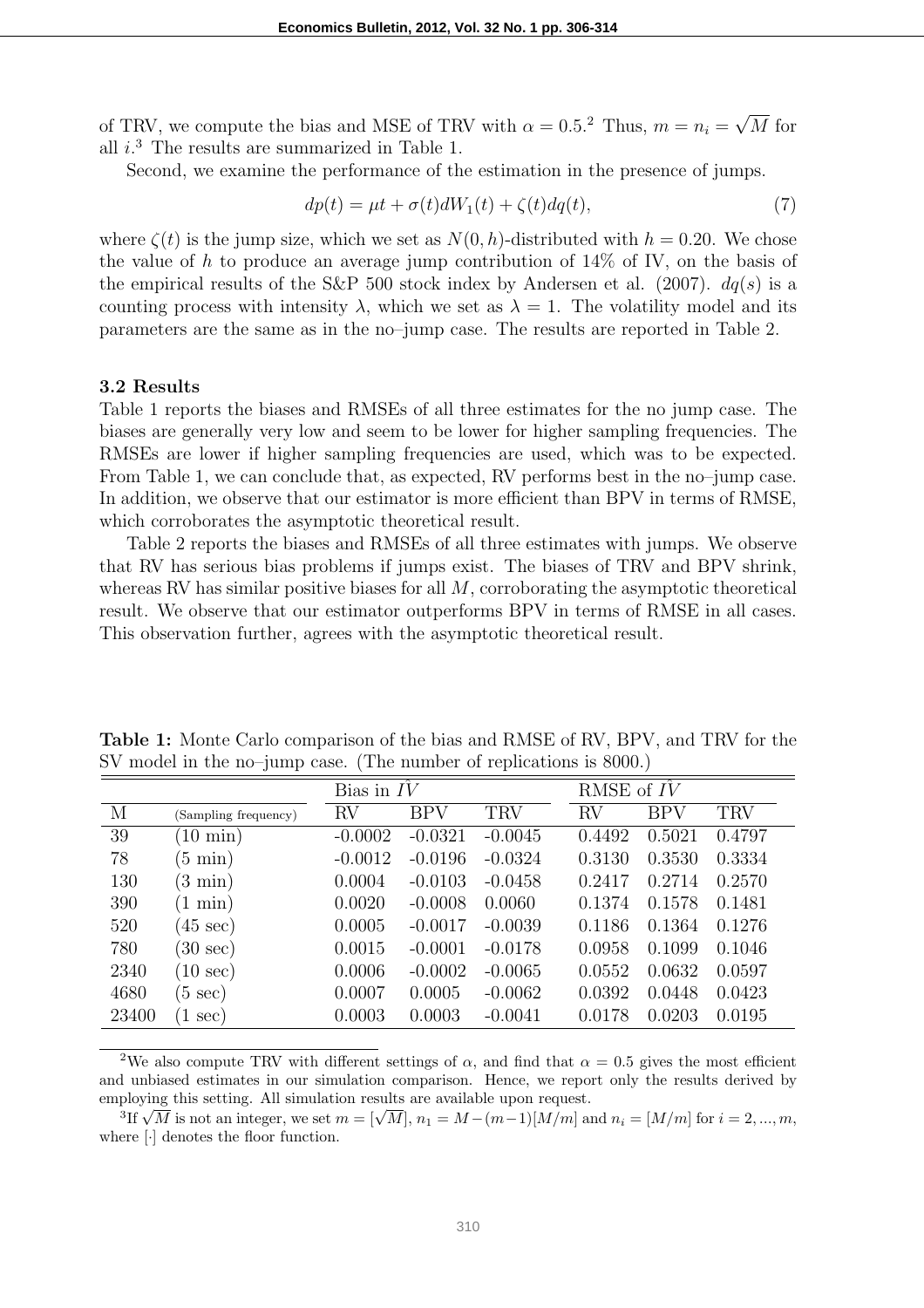of TRV, we compute the bias and MSE of TRV with $\alpha = 0.5$.[2] Thus, $m = n_i = \sqrt{M}$ for all $i$.[3] The results are summarized in Table 1.

Second, we examine the performance of the estimation in the presence of jumps.

$$dp(t) = \mu t + \sigma(t)dW_1(t) + \zeta(t)dq(t), \tag{7}$$

where $\zeta(t)$ is the jump size, which we set as $N(0, h)$-distributed with $h = 0.20$. We chose the value of $h$ to produce an average jump contribution of 14% of IV, on the basis of the empirical results of the S&P 500 stock index by Andersen et al. (2007). $dq(s)$ is a counting process with intensity $\lambda$, which we set as $\lambda = 1$. The volatility model and its parameters are the same as in the no–jump case. The results are reported in Table 2.

### 3.2 Results

Table 1 reports the biases and RMSEs of all three estimates for the no jump case. The biases are generally very low and seem to be lower for higher sampling frequencies. The RMSEs are lower if higher sampling frequencies are used, which was to be expected. From Table 1, we can conclude that, as expected, RV performs best in the no–jump case. In addition, we observe that our estimator is more efficient than BPV in terms of RMSE, which corroborates the asymptotic theoretical result.

Table 2 reports the biases and RMSEs of all three estimates with jumps. We observe that RV has serious bias problems if jumps exist. The biases of TRV and BPV shrink, whereas RV has similar positive biases for all $M$, corroborating the asymptotic theoretical result. We observe that our estimator outperforms BPV in terms of RMSE in all cases. This observation further, agrees with the asymptotic theoretical result.

**Table 1:** Monte Carlo comparison of the bias and RMSE of RV, BPV, and TRV for the SV model in the no–jump case. (The number of replications is 8000.)

| | | Bias in $\hat{IV}$ | | | RMSE of $\hat{IV}$ | | |
|---|---|---|---|---|---|---|---|
| M | (Sampling frequency) | RV | BPV | TRV | RV | BPV | TRV |
| 39 | (10 min) | -0.0002 | -0.0321 | -0.0045 | 0.4492 | 0.5021 | 0.4797 |
| 78 | (5 min) | -0.0012 | -0.0196 | -0.0324 | 0.3130 | 0.3530 | 0.3334 |
| 130 | (3 min) | 0.0004 | -0.0103 | -0.0458 | 0.2417 | 0.2714 | 0.2570 |
| 390 | (1 min) | 0.0020 | -0.0008 | 0.0060 | 0.1374 | 0.1578 | 0.1481 |
| 520 | (45 sec) | 0.0005 | -0.0017 | -0.0039 | 0.1186 | 0.1364 | 0.1276 |
| 780 | (30 sec) | 0.0015 | -0.0001 | -0.0178 | 0.0958 | 0.1099 | 0.1046 |
| 2340 | (10 sec) | 0.0006 | -0.0002 | -0.0065 | 0.0552 | 0.0632 | 0.0597 |
| 4680 | (5 sec) | 0.0007 | 0.0005 | -0.0062 | 0.0392 | 0.0448 | 0.0423 |
| 23400 | (1 sec) | 0.0003 | 0.0003 | -0.0041 | 0.0178 | 0.0203 | 0.0195 |

[2] We also compute TRV with different settings of $\alpha$, and find that $\alpha = 0.5$ gives the most efficient and unbiased estimates in our simulation comparison. Hence, we report only the results derived by employing this setting. All simulation results are available upon request.

[3] If $\sqrt{M}$ is not an integer, we set $m = [\sqrt{M}]$, $n_1 = M-(m-1)[M/m]$ and $n_i = [M/m]$ for $i = 2, ..., m$, where $[\cdot]$ denotes the floor function.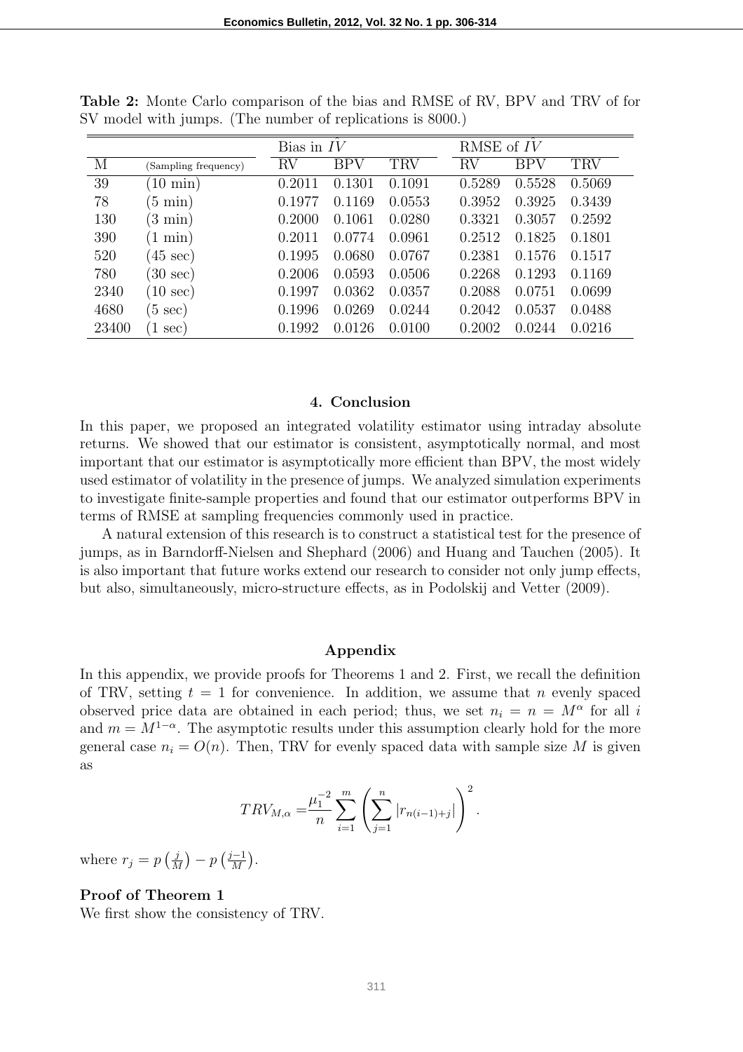**Table 2:** Monte Carlo comparison of the bias and RMSE of RV, BPV and TRV of for SV model with jumps. (The number of replications is 8000.)

| | | Bias in $\hat{IV}$ | | | RMSE of $\hat{IV}$ | | |
|---|---|---|---|---|---|---|---|
| M | (Sampling frequency) | RV | BPV | TRV | RV | BPV | TRV |
| 39 | (10 min) | 0.2011 | 0.1301 | 0.1091 | 0.5289 | 0.5528 | 0.5069 |
| 78 | (5 min) | 0.1977 | 0.1169 | 0.0553 | 0.3952 | 0.3925 | 0.3439 |
| 130 | (3 min) | 0.2000 | 0.1061 | 0.0280 | 0.3321 | 0.3057 | 0.2592 |
| 390 | (1 min) | 0.2011 | 0.0774 | 0.0961 | 0.2512 | 0.1825 | 0.1801 |
| 520 | (45 sec) | 0.1995 | 0.0680 | 0.0767 | 0.2381 | 0.1576 | 0.1517 |
| 780 | (30 sec) | 0.2006 | 0.0593 | 0.0506 | 0.2268 | 0.1293 | 0.1169 |
| 2340 | (10 sec) | 0.1997 | 0.0362 | 0.0357 | 0.2088 | 0.0751 | 0.0699 |
| 4680 | (5 sec) | 0.1996 | 0.0269 | 0.0244 | 0.2042 | 0.0537 | 0.0488 |
| 23400 | (1 sec) | 0.1992 | 0.0126 | 0.0100 | 0.2002 | 0.0244 | 0.0216 |

## 4. Conclusion

In this paper, we proposed an integrated volatility estimator using intraday absolute returns. We showed that our estimator is consistent, asymptotically normal, and most important that our estimator is asymptotically more efficient than BPV, the most widely used estimator of volatility in the presence of jumps. We analyzed simulation experiments to investigate finite-sample properties and found that our estimator outperforms BPV in terms of RMSE at sampling frequencies commonly used in practice.

A natural extension of this research is to construct a statistical test for the presence of jumps, as in Barndorff-Nielsen and Shephard (2006) and Huang and Tauchen (2005). It is also important that future works extend our research to consider not only jump effects, but also, simultaneously, micro-structure effects, as in Podolskij and Vetter (2009).

## Appendix

In this appendix, we provide proofs for Theorems 1 and 2. First, we recall the definition of TRV, setting $t = 1$ for convenience. In addition, we assume that $n$ evenly spaced observed price data are obtained in each period; thus, we set $n_i = n = M^{\alpha}$ for all $i$ and $m = M^{1-\alpha}$. The asymptotic results under this assumption clearly hold for the more general case $n_i = O(n)$. Then, TRV for evenly spaced data with sample size $M$ is given as

$$TRV_{M,\alpha} = \frac{\mu_1^{-2}}{n} \sum_{i=1}^{m} \left( \sum_{j=1}^{n} |r_{n(i-1)+j}| \right)^2 .$$

where $r_j = p\left(\frac{j}{M}\right) - p\left(\frac{j-1}{M}\right)$.

**Proof of Theorem 1**

We first show the consistency of TRV.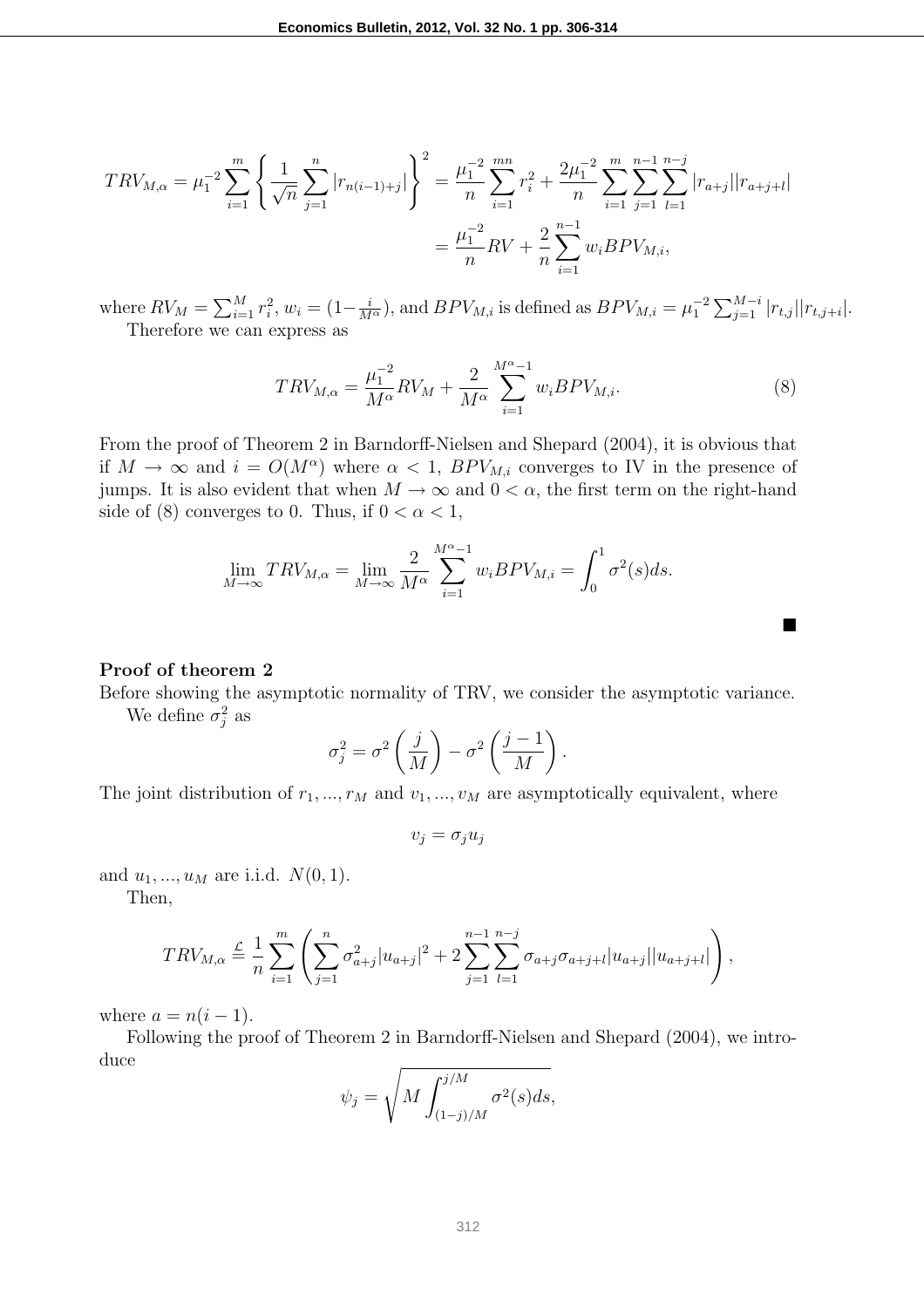$$TRV_{M,\alpha} = \mu_1^{-2} \sum_{i=1}^{m} \left\{ \frac{1}{\sqrt{n}} \sum_{j=1}^{n} |r_{n(i-1)+j}| \right\}^2 = \frac{\mu_1^{-2}}{n} \sum_{i=1}^{mn} r_i^2 + \frac{2\mu_1^{-2}}{n} \sum_{i=1}^{m} \sum_{j=1}^{n-1} \sum_{l=1}^{n-j} |r_{a+j}||r_{a+j+l}|$$

$$= \frac{\mu_1^{-2}}{n} RV + \frac{2}{n} \sum_{i=1}^{n-1} w_i BPV_{M,i},$$

where $RV_M = \sum_{i=1}^{M} r_i^2$, $w_i = (1 - \frac{i}{M^\alpha})$, and $BPV_{M,i}$ is defined as $BPV_{M,i} = \mu_1^{-2} \sum_{j=1}^{M-i} |r_{t,j}||r_{t,j+i}|$.

Therefore we can express as

$$TRV_{M,\alpha} = \frac{\mu_1^{-2}}{M^\alpha} RV_M + \frac{2}{M^\alpha} \sum_{i=1}^{M^\alpha - 1} w_i BPV_{M,i}. \tag{8}$$

From the proof of Theorem 2 in Barndorff-Nielsen and Shepard (2004), it is obvious that if $M \to \infty$ and $i = O(M^\alpha)$ where $\alpha < 1$, $BPV_{M,i}$ converges to IV in the presence of jumps. It is also evident that when $M \to \infty$ and $0 < \alpha$, the first term on the right-hand side of (8) converges to 0. Thus, if $0 < \alpha < 1$,

$$\lim_{M \to \infty} TRV_{M,\alpha} = \lim_{M \to \infty} \frac{2}{M^\alpha} \sum_{i=1}^{M^\alpha - 1} w_i BPV_{M,i} = \int_0^1 \sigma^2(s) ds.$$

■

**Proof of theorem 2**

Before showing the asymptotic normality of TRV, we consider the asymptotic variance.

We define $\sigma_j^2$ as

$$\sigma_j^2 = \sigma^2 \left( \frac{j}{M} \right) - \sigma^2 \left( \frac{j-1}{M} \right).$$

The joint distribution of $r_1, ..., r_M$ and $v_1, ..., v_M$ are asymptotically equivalent, where

$$v_j = \sigma_j u_j$$

and $u_1, ..., u_M$ are i.i.d. $N(0, 1)$.

Then,

$$TRV_{M,\alpha} \overset{\mathcal{L}}{=} \frac{1}{n} \sum_{i=1}^{m} \left( \sum_{j=1}^{n} \sigma_{a+j}^2 |u_{a+j}|^2 + 2 \sum_{j=1}^{n-1} \sum_{l=1}^{n-j} \sigma_{a+j} \sigma_{a+j+l} |u_{a+j}||u_{a+j+l}| \right),$$

where $a = n(i-1)$.

Following the proof of Theorem 2 in Barndorff-Nielsen and Shepard (2004), we introduce

$$\psi_j = \sqrt{M \int_{(1-j)/M}^{j/M} \sigma^2(s) ds},$$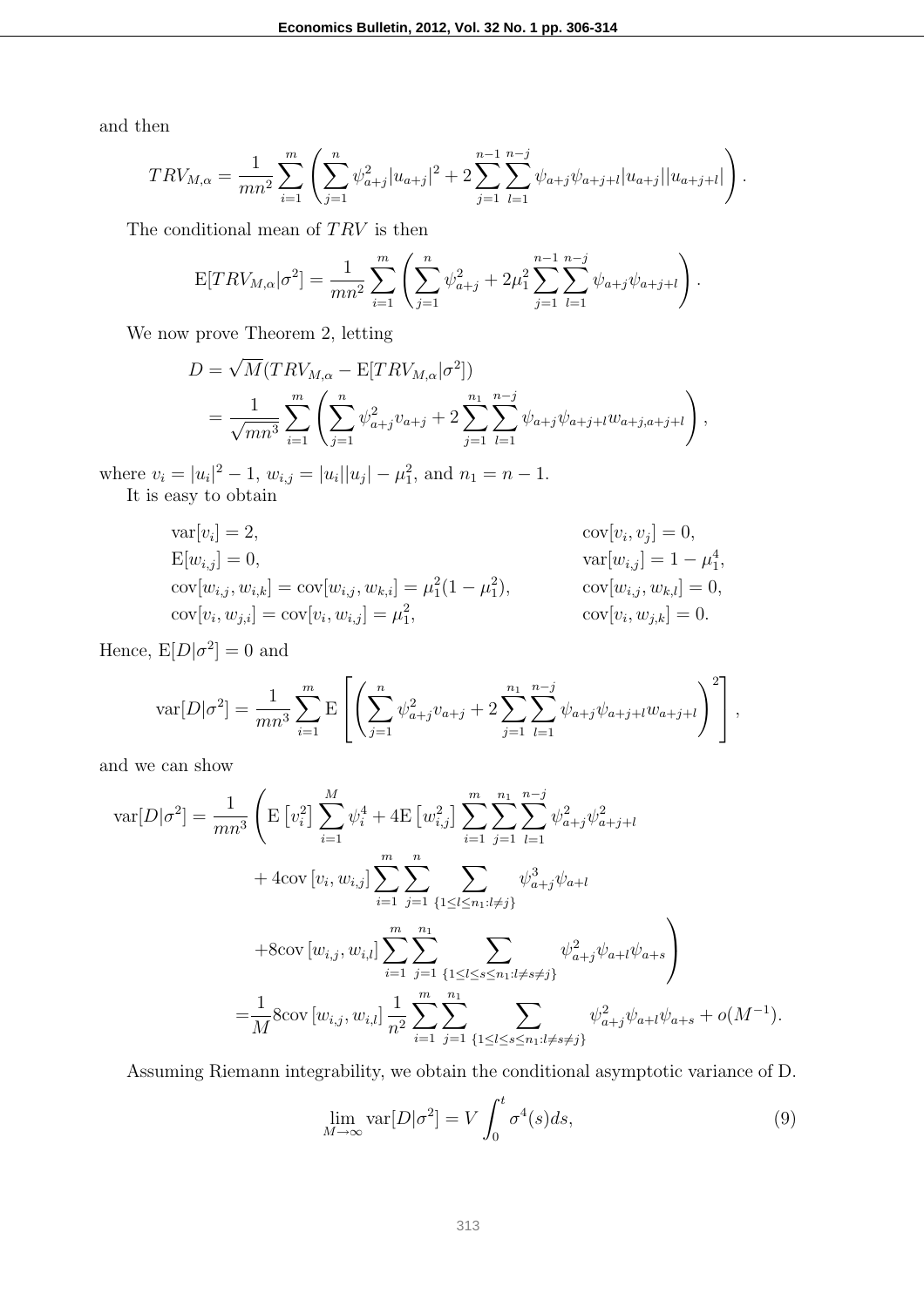and then

$$TRV_{M,\alpha} = \frac{1}{mn^2} \sum_{i=1}^{m} \left( \sum_{j=1}^{n} \psi_{a+j}^2 |u_{a+j}|^2 + 2 \sum_{j=1}^{n-1} \sum_{l=1}^{n-j} \psi_{a+j}\psi_{a+j+l} |u_{a+j}||u_{a+j+l}| \right).$$

The conditional mean of $TRV$ is then

$$\mathrm{E}[TRV_{M,\alpha}|\sigma^2] = \frac{1}{mn^2} \sum_{i=1}^{m} \left( \sum_{j=1}^{n} \psi_{a+j}^2 + 2\mu_1^2 \sum_{j=1}^{n-1} \sum_{l=1}^{n-j} \psi_{a+j}\psi_{a+j+l} \right).$$

We now prove Theorem 2, letting

$$\begin{aligned} D &= \sqrt{M}(TRV_{M,\alpha} - \mathrm{E}[TRV_{M,\alpha}|\sigma^2]) \\ &= \frac{1}{\sqrt{mn^3}} \sum_{i=1}^{m} \left( \sum_{j=1}^{n} \psi_{a+j}^2 v_{a+j} + 2 \sum_{j=1}^{n_1} \sum_{l=1}^{n-j} \psi_{a+j}\psi_{a+j+l} w_{a+j,a+j+l} \right), \end{aligned}$$

where $v_i = |u_i|^2 - 1$, $w_{i,j} = |u_i||u_j| - \mu_1^2$, and $n_1 = n - 1$.

It is easy to obtain

$$\begin{aligned} &\mathrm{var}[v_i] = 2, && \mathrm{cov}[v_i, v_j] = 0, \\ &\mathrm{E}[w_{i,j}] = 0, && \mathrm{var}[w_{i,j}] = 1 - \mu_1^4, \\ &\mathrm{cov}[w_{i,j}, w_{i,k}] = \mathrm{cov}[w_{i,j}, w_{k,i}] = \mu_1^2(1 - \mu_1^2), && \mathrm{cov}[w_{i,j}, w_{k,l}] = 0, \\ &\mathrm{cov}[v_i, w_{j,i}] = \mathrm{cov}[v_i, w_{i,j}] = \mu_1^2, && \mathrm{cov}[v_i, w_{j,k}] = 0. \end{aligned}$$

Hence, $\mathrm{E}[D|\sigma^2] = 0$ and

$$\mathrm{var}[D|\sigma^2] = \frac{1}{mn^3} \sum_{i=1}^{m} \mathrm{E}\left[ \left( \sum_{j=1}^{n} \psi_{a+j}^2 v_{a+j} + 2 \sum_{j=1}^{n_1} \sum_{l=1}^{n-j} \psi_{a+j}\psi_{a+j+l} w_{a+j+l} \right)^2 \right],$$

and we can show

$$\begin{aligned} \mathrm{var}[D|\sigma^2] = \frac{1}{mn^3} \Bigg( &\mathrm{E}\left[v_i^2\right] \sum_{i=1}^{M} \psi_i^4 + 4\mathrm{E}\left[w_{i,j}^2\right] \sum_{i=1}^{m} \sum_{j=1}^{n_1} \sum_{l=1}^{n-j} \psi_{a+j}^2 \psi_{a+j+l}^2 \\ &+ 4\mathrm{cov}\left[v_i, w_{i,j}\right] \sum_{i=1}^{m} \sum_{j=1}^{n} \sum_{\{1 \le l \le n_1 : l \ne j\}} \psi_{a+j}^3 \psi_{a+l} \\ &+ 8\mathrm{cov}\left[w_{i,j}, w_{i,l}\right] \sum_{i=1}^{m} \sum_{j=1}^{n_1} \sum_{\{1 \le l \le s \le n_1 : l \ne s \ne j\}} \psi_{a+j}^2 \psi_{a+l} \psi_{a+s} \Bigg) \\ = &\frac{1}{M} 8\mathrm{cov}\left[w_{i,j}, w_{i,l}\right] \frac{1}{n^2} \sum_{i=1}^{m} \sum_{j=1}^{n_1} \sum_{\{1 \le l \le s \le n_1 : l \ne s \ne j\}} \psi_{a+j}^2 \psi_{a+l} \psi_{a+s} + o(M^{-1}). \end{aligned}$$

Assuming Riemann integrability, we obtain the conditional asymptotic variance of D.

$$\lim_{M \to \infty} \mathrm{var}[D|\sigma^2] = V \int_0^t \sigma^4(s) ds, \tag{9}$$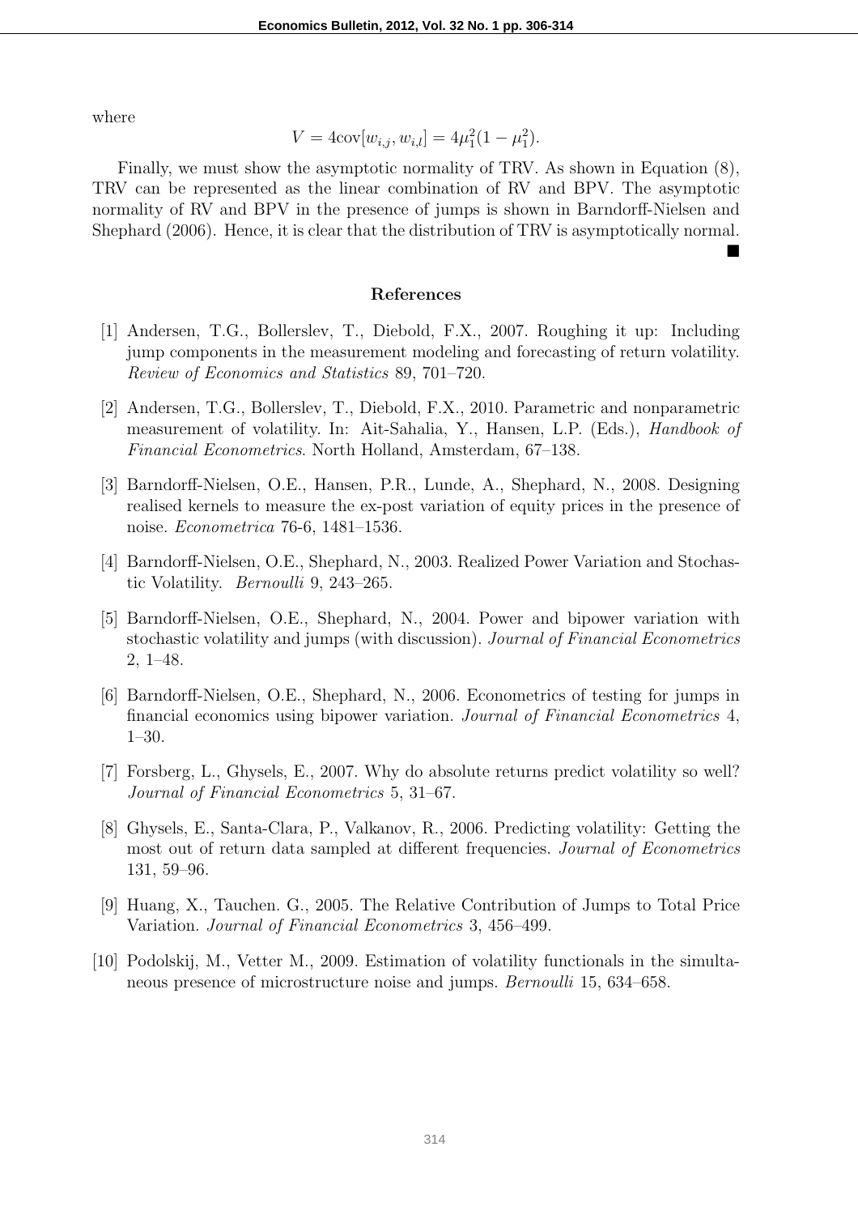where

$$V = 4\text{cov}[w_{i,j}, w_{i,l}] = 4\mu_1^2(1 - \mu_1^2).$$

Finally, we must show the asymptotic normality of TRV. As shown in Equation (8), TRV can be represented as the linear combination of RV and BPV. The asymptotic normality of RV and BPV in the presence of jumps is shown in Barndorff-Nielsen and Shephard (2006). Hence, it is clear that the distribution of TRV is asymptotically normal. ■

## References

[1] Andersen, T.G., Bollerslev, T., Diebold, F.X., 2007. Roughing it up: Including jump components in the measurement modeling and forecasting of return volatility. *Review of Economics and Statistics* 89, 701–720.

[2] Andersen, T.G., Bollerslev, T., Diebold, F.X., 2010. Parametric and nonparametric measurement of volatility. In: Ait-Sahalia, Y., Hansen, L.P. (Eds.), *Handbook of Financial Econometrics*. North Holland, Amsterdam, 67–138.

[3] Barndorff-Nielsen, O.E., Hansen, P.R., Lunde, A., Shephard, N., 2008. Designing realised kernels to measure the ex-post variation of equity prices in the presence of noise. *Econometrica* 76-6, 1481–1536.

[4] Barndorff-Nielsen, O.E., Shephard, N., 2003. Realized Power Variation and Stochastic Volatility. *Bernoulli* 9, 243–265.

[5] Barndorff-Nielsen, O.E., Shephard, N., 2004. Power and bipower variation with stochastic volatility and jumps (with discussion). *Journal of Financial Econometrics* 2, 1–48.

[6] Barndorff-Nielsen, O.E., Shephard, N., 2006. Econometrics of testing for jumps in financial economics using bipower variation. *Journal of Financial Econometrics* 4, 1–30.

[7] Forsberg, L., Ghysels, E., 2007. Why do absolute returns predict volatility so well? *Journal of Financial Econometrics* 5, 31–67.

[8] Ghysels, E., Santa-Clara, P., Valkanov, R., 2006. Predicting volatility: Getting the most out of return data sampled at different frequencies. *Journal of Econometrics* 131, 59–96.

[9] Huang, X., Tauchen. G., 2005. The Relative Contribution of Jumps to Total Price Variation. *Journal of Financial Econometrics* 3, 456–499.

[10] Podolskij, M., Vetter M., 2009. Estimation of volatility functionals in the simultaneous presence of microstructure noise and jumps. *Bernoulli* 15, 634–658.